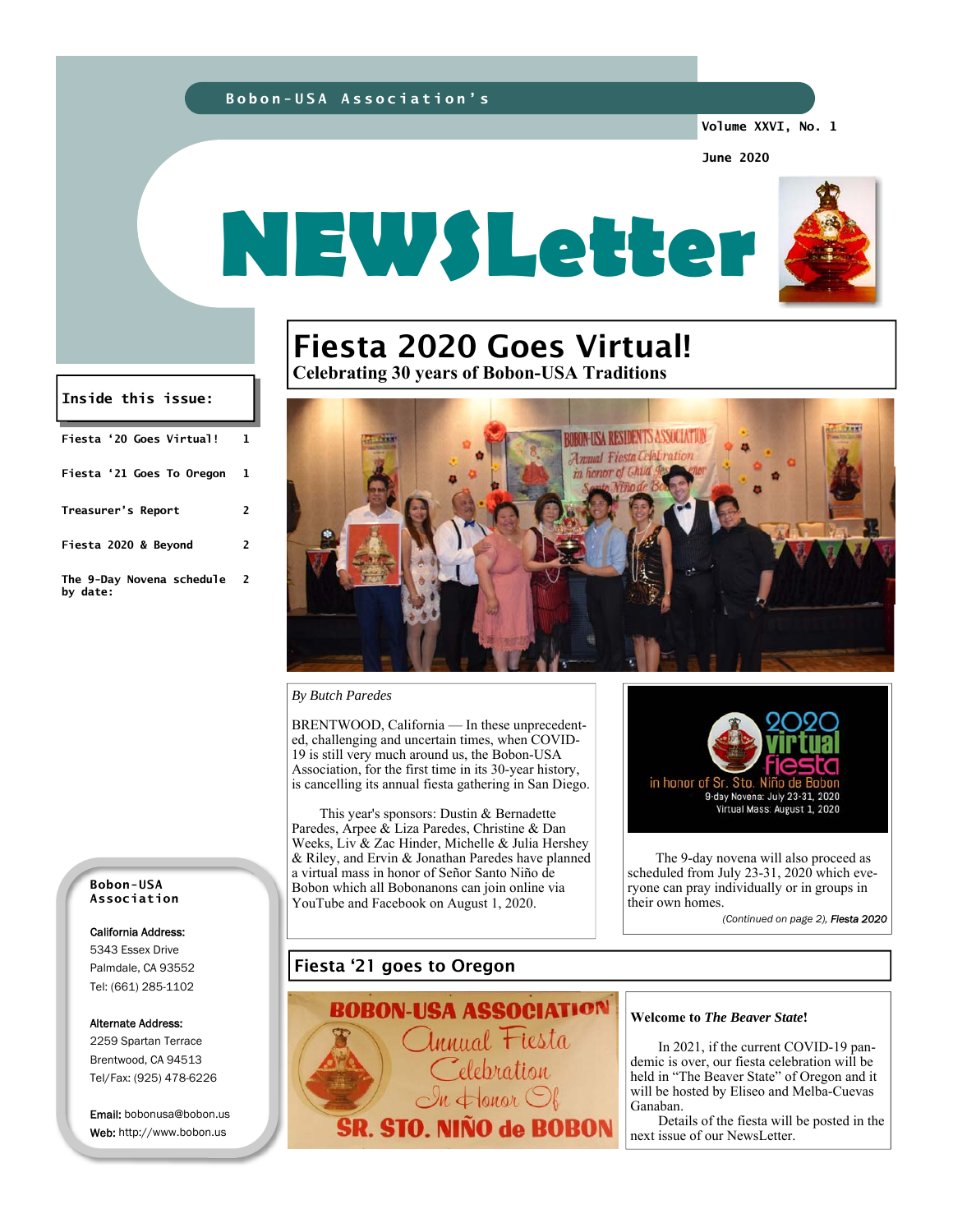Bobon-USA Association's

Volume XXVI, No. 1

June 2020

# NEWSLetter

## Inside this issue:

| | |
|---|---|
| Fiesta '20 Goes Virtual! | 1 |
| Fiesta '21 Goes To Oregon | 1 |
| Treasurer's Report | 2 |
| Fiesta 2020 & Beyond | 2 |
| The 9-Day Novena schedule by date: | 2 |

# Fiesta 2020 Goes Virtual!

### Celebrating 30 years of Bobon-USA Traditions

*By Butch Paredes*

BRENTWOOD, California — In these unprecedented, challenging and uncertain times, when COVID-19 is still very much around us, the Bobon-USA Association, for the first time in its 30-year history, is cancelling its annual fiesta gathering in San Diego.

This year's sponsors: Dustin & Bernadette Paredes, Arpee & Liza Paredes, Christine & Dan Weeks, Liv & Zac Hinder, Michelle & Julia Hershey & Riley, and Ervin & Jonathan Paredes have planned a virtual mass in honor of Señor Santo Niño de Bobon which all Bobonanons can join online via YouTube and Facebook on August 1, 2020.

2020 virtual fiesta in honor of Sr. Sto. Niño de Bobon
9-day Novena: July 23-31, 2020
Virtual Mass: August 1, 2020

The 9-day novena will also proceed as scheduled from July 23-31, 2020 which everyone can pray individually or in groups in their own homes.

*(Continued on page 2), **Fiesta 2020***

## Fiesta '21 goes to Oregon

BOBON-USA ASSOCIATION
Annual Fiesta Celebration
In Honor Of
SR. STO. NIÑO de BOBON

**Welcome to *The Beaver State*!**

In 2021, if the current COVID-19 pandemic is over, our fiesta celebration will be held in "The Beaver State" of Oregon and it will be hosted by Eliseo and Melba-Cuevas Ganaban.

Details of the fiesta will be posted in the next issue of our NewsLetter.

**Bobon-USA Association**

**California Address:**
5343 Essex Drive
Palmdale, CA 93552
Tel: (661) 285-1102

**Alternate Address:**
2259 Spartan Terrace
Brentwood, CA 94513
Tel/Fax: (925) 478-6226

**Email:** bobonusa@bobon.us
**Web:** http://www.bobon.us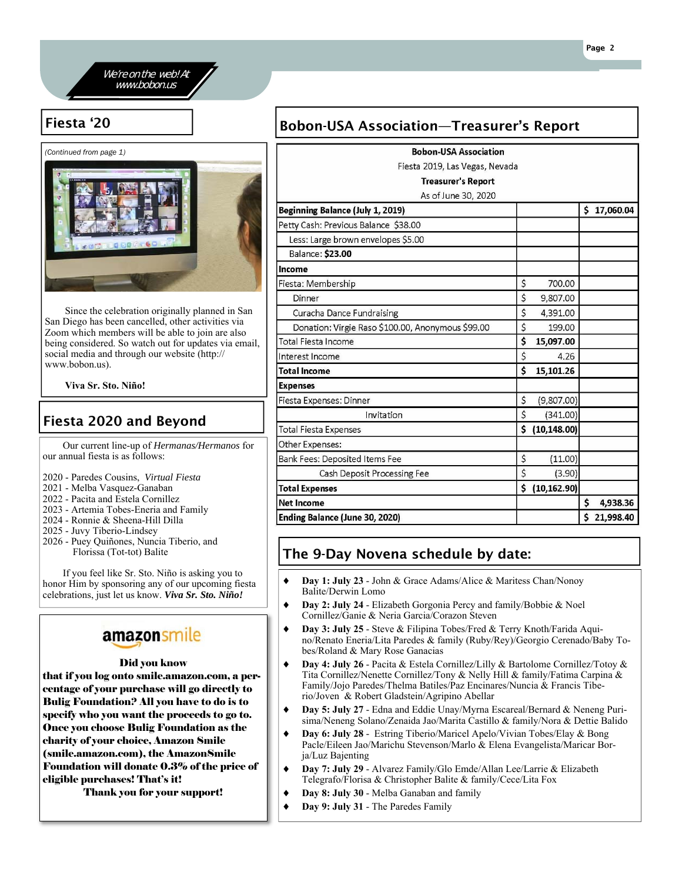We're on the web! At www.bobon.us

## Fiesta '20

*(Continued from page 1)*

Since the celebration originally planned in San San Diego has been cancelled, other activities via Zoom which members will be able to join are also being considered. So watch out for updates via email, social media and through our website (http://www.bobon.us).

**Viva Sr. Sto. Niño!**

## Fiesta 2020 and Beyond

Our current line-up of *Hermanas/Hermanos* for our annual fiesta is as follows:

2020 - Paredes Cousins, *Virtual Fiesta*
2021 - Melba Vasquez-Ganaban
2022 - Pacita and Estela Cornillez
2023 - Artemia Tobes-Eneria and Family
2024 - Ronnie & Sheena-Hill Dilla
2025 - Juvy Tiberio-Lindsey
2026 - Puey Quiñones, Nuncia Tiberio, and Florissa (Tot-tot) Balite

If you feel like Sr. Sto. Niño is asking you to honor Him by sponsoring any of our upcoming fiesta celebrations, just let us know. ***Viva Sr. Sto. Niño!***

**amazonsmile**

**Did you know that if you log onto smile.amazon.com, a percentage of your purchase will go directly to Bulig Foundation? All you have to do is to specify who you want the proceeds to go to. Once you choose Bulig Foundation as the charity of your choice, Amazon Smile (smile.amazon.com), the AmazonSmile Foundation will donate 0.3% of the price of eligible purchases! That's it!**

**Thank you for your support!**

## Bobon-USA Association—Treasurer's Report

**Bobon-USA Association**
Fiesta 2019, Las Vegas, Nevada
**Treasurer's Report**
As of June 30, 2020

| | | |
|---|---|---|
| **Beginning Balance (July 1, 2019)** | | **$ 17,060.04** |
| Petty Cash: Previous Balance $38.00 | | |
| Less: Large brown envelopes $5.00 | | |
| Balance: **$23.00** | | |
| **Income** | | |
| Fiesta: Membership | $ 700.00 | |
| Dinner | $ 9,807.00 | |
| Curacha Dance Fundraising | $ 4,391.00 | |
| Donation: Virgie Raso $100.00, Anonymous $99.00 | $ 199.00 | |
| Total Fiesta Income | **$ 15,097.00** | |
| Interest Income | $ 4.26 | |
| **Total Income** | **$ 15,101.26** | |
| **Expenses** | | |
| Fiesta Expenses: Dinner | $ (9,807.00) | |
| Invitation | $ (341.00) | |
| Total Fiesta Expenses | **$ (10,148.00)** | |
| Other Expenses: | | |
| Bank Fees: Deposited Items Fee | $ (11.00) | |
| Cash Deposit Processing Fee | $ (3.90) | |
| **Total Expenses** | **$ (10,162.90)** | |
| **Net Income** | | **$ 4,938.36** |
| **Ending Balance (June 30, 2020)** | | **$ 21,998.40** |

## The 9-Day Novena schedule by date:

- **Day 1: July 23** - John & Grace Adams/Alice & Maritess Chan/Nonoy Balite/Derwin Lomo
- **Day 2: July 24** - Elizabeth Gorgonia Percy and family/Bobbie & Noel Cornillez/Ganie & Neria Garcia/Corazon Steven
- **Day 3: July 25** - Steve & Filipina Tobes/Fred & Terry Knoth/Farida Aquino/Renato Eneria/Lita Paredes & family (Ruby/Rey)/Georgio Cerenado/Baby Tobes/Roland & Mary Rose Ganacias
- **Day 4: July 26** - Pacita & Estela Cornillez/Lilly & Bartolome Cornillez/Totoy & Tita Cornillez/Nenette Cornillez/Tony & Nelly Hill & family/Fatima Carpina & Family/Jojo Paredes/Thelma Batiles/Paz Encinares/Nuncia & Francis Tiberio/Joven & Robert Gladstein/Agripino Abellar
- **Day 5: July 27** - Edna and Eddie Unay/Myrna Escareal/Bernard & Neneng Purisima/Neneng Solano/Zenaida Jao/Marita Castillo & family/Nora & Dettie Balido
- **Day 6: July 28** - Estring Tiberio/Maricel Apelo/Vivian Tobes/Elay & Bong Pacle/Eileen Jao/Marichu Stevenson/Marlo & Elena Evangelista/Maricar Borja/Luz Bajenting
- **Day 7: July 29** - Alvarez Family/Glo Emde/Allan Lee/Larrie & Elizabeth Telegrafo/Florisa & Christopher Balite & family/Cece/Lita Fox
- **Day 8: July 30** - Melba Ganaban and family
- **Day 9: July 31** - The Paredes Family